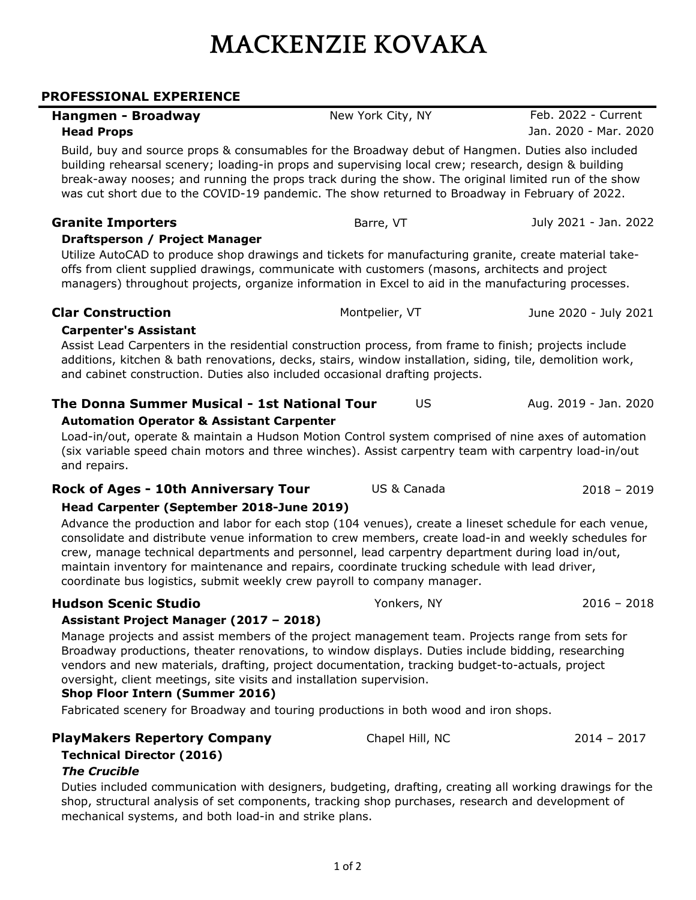# MACKENZIE KOVAKA

## PROFESSIONAL EXPERIENCE

**Hangmen - Broadway** — New York City, NY — Feb. 2022 - Current

**Head Props** — Jan. 2020 - Mar. 2020

Build, buy and source props & consumables for the Broadway debut of Hangmen. Duties also included building rehearsal scenery; loading-in props and supervising local crew; research, design & building break-away nooses; and running the props track during the show. The original limited run of the show was cut short due to the COVID-19 pandemic. The show returned to Broadway in February of 2022.

**Granite Importers** — Barre, VT — July 2021 - Jan. 2022

**Draftsperson / Project Manager**

Utilize AutoCAD to produce shop drawings and tickets for manufacturing granite, create material take-offs from client supplied drawings, communicate with customers (masons, architects and project managers) throughout projects, organize information in Excel to aid in the manufacturing processes.

**Clar Construction** — Montpelier, VT — June 2020 - July 2021

**Carpenter's Assistant**

Assist Lead Carpenters in the residential construction process, from frame to finish; projects include additions, kitchen & bath renovations, decks, stairs, window installation, siding, tile, demolition work, and cabinet construction. Duties also included occasional drafting projects.

**The Donna Summer Musical - 1st National Tour** — US — Aug. 2019 - Jan. 2020

**Automation Operator & Assistant Carpenter**

Load-in/out, operate & maintain a Hudson Motion Control system comprised of nine axes of automation (six variable speed chain motors and three winches). Assist carpentry team with carpentry load-in/out and repairs.

**Rock of Ages - 10th Anniversary Tour** — US & Canada — 2018 – 2019

**Head Carpenter (September 2018-June 2019)**

Advance the production and labor for each stop (104 venues), create a lineset schedule for each venue, consolidate and distribute venue information to crew members, create load-in and weekly schedules for crew, manage technical departments and personnel, lead carpentry department during load in/out, maintain inventory for maintenance and repairs, coordinate trucking schedule with lead driver, coordinate bus logistics, submit weekly crew payroll to company manager.

**Hudson Scenic Studio** — Yonkers, NY — 2016 – 2018

**Assistant Project Manager (2017 – 2018)**

Manage projects and assist members of the project management team. Projects range from sets for Broadway productions, theater renovations, to window displays. Duties include bidding, researching vendors and new materials, drafting, project documentation, tracking budget-to-actuals, project oversight, client meetings, site visits and installation supervision.

**Shop Floor Intern (Summer 2016)**

Fabricated scenery for Broadway and touring productions in both wood and iron shops.

**PlayMakers Repertory Company** — Chapel Hill, NC — 2014 – 2017

**Technical Director (2016)**

***The Crucible***

Duties included communication with designers, budgeting, drafting, creating all working drawings for the shop, structural analysis of set components, tracking shop purchases, research and development of mechanical systems, and both load-in and strike plans.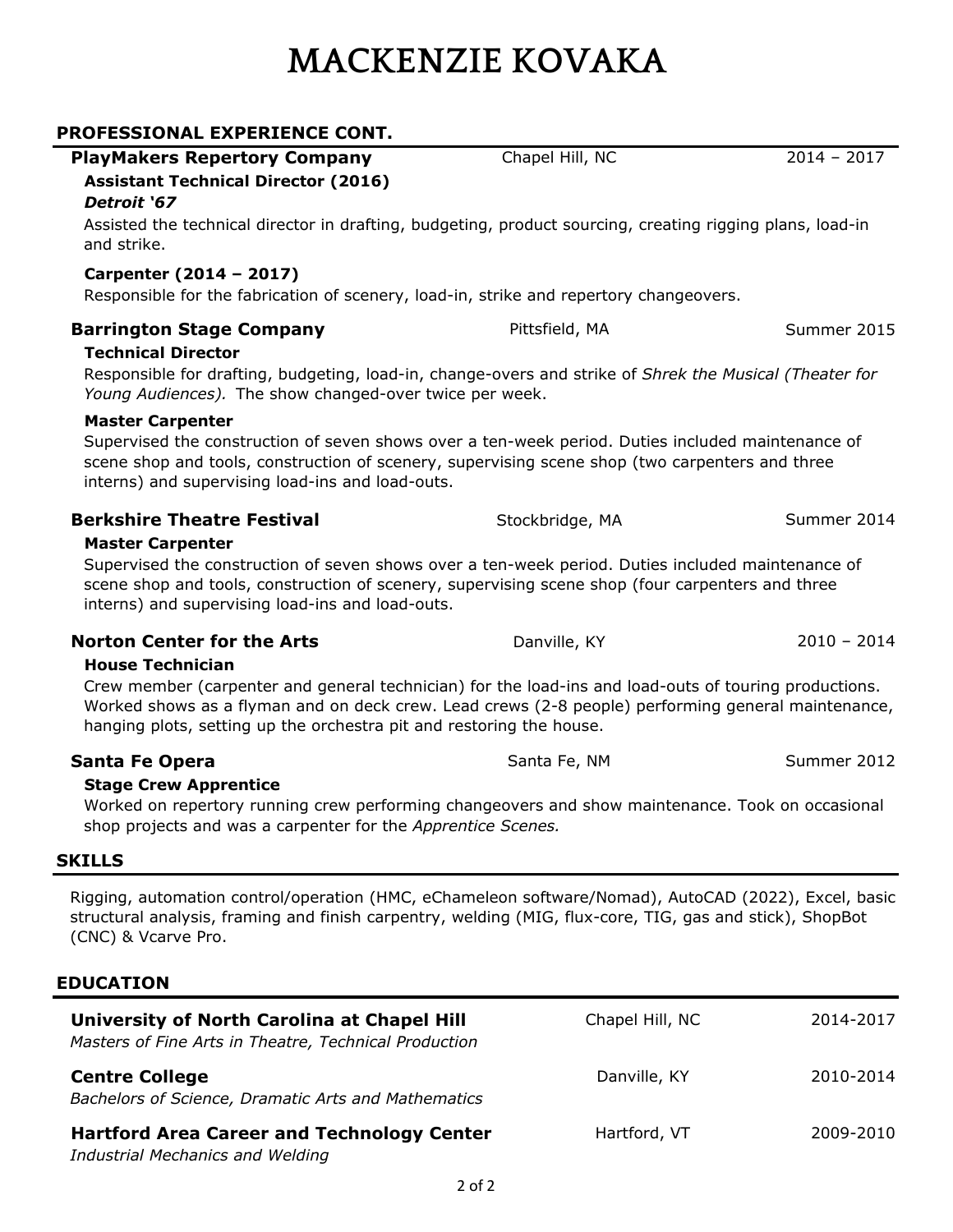# MACKENZIE KOVAKA

## PROFESSIONAL EXPERIENCE CONT.

### PlayMakers Repertory Company — Chapel Hill, NC — 2014 – 2017

**Assistant Technical Director (2016)**
***Detroit '67***

Assisted the technical director in drafting, budgeting, product sourcing, creating rigging plans, load-in and strike.

**Carpenter (2014 – 2017)**

Responsible for the fabrication of scenery, load-in, strike and repertory changeovers.

### Barrington Stage Company — Pittsfield, MA — Summer 2015

**Technical Director**

Responsible for drafting, budgeting, load-in, change-overs and strike of *Shrek the Musical (Theater for Young Audiences).* The show changed-over twice per week.

**Master Carpenter**

Supervised the construction of seven shows over a ten-week period. Duties included maintenance of scene shop and tools, construction of scenery, supervising scene shop (two carpenters and three interns) and supervising load-ins and load-outs.

### Berkshire Theatre Festival — Stockbridge, MA — Summer 2014

**Master Carpenter**

Supervised the construction of seven shows over a ten-week period. Duties included maintenance of scene shop and tools, construction of scenery, supervising scene shop (four carpenters and three interns) and supervising load-ins and load-outs.

### Norton Center for the Arts — Danville, KY — 2010 – 2014

**House Technician**

Crew member (carpenter and general technician) for the load-ins and load-outs of touring productions. Worked shows as a flyman and on deck crew. Lead crews (2-8 people) performing general maintenance, hanging plots, setting up the orchestra pit and restoring the house.

### Santa Fe Opera — Santa Fe, NM — Summer 2012

**Stage Crew Apprentice**

Worked on repertory running crew performing changeovers and show maintenance. Took on occasional shop projects and was a carpenter for the *Apprentice Scenes.*

## SKILLS

Rigging, automation control/operation (HMC, eChameleon software/Nomad), AutoCAD (2022), Excel, basic structural analysis, framing and finish carpentry, welding (MIG, flux-core, TIG, gas and stick), ShopBot (CNC) & Vcarve Pro.

## EDUCATION

**University of North Carolina at Chapel Hill** — Chapel Hill, NC — 2014-2017
*Masters of Fine Arts in Theatre, Technical Production*

**Centre College** — Danville, KY — 2010-2014
*Bachelors of Science, Dramatic Arts and Mathematics*

**Hartford Area Career and Technology Center** — Hartford, VT — 2009-2010
*Industrial Mechanics and Welding*